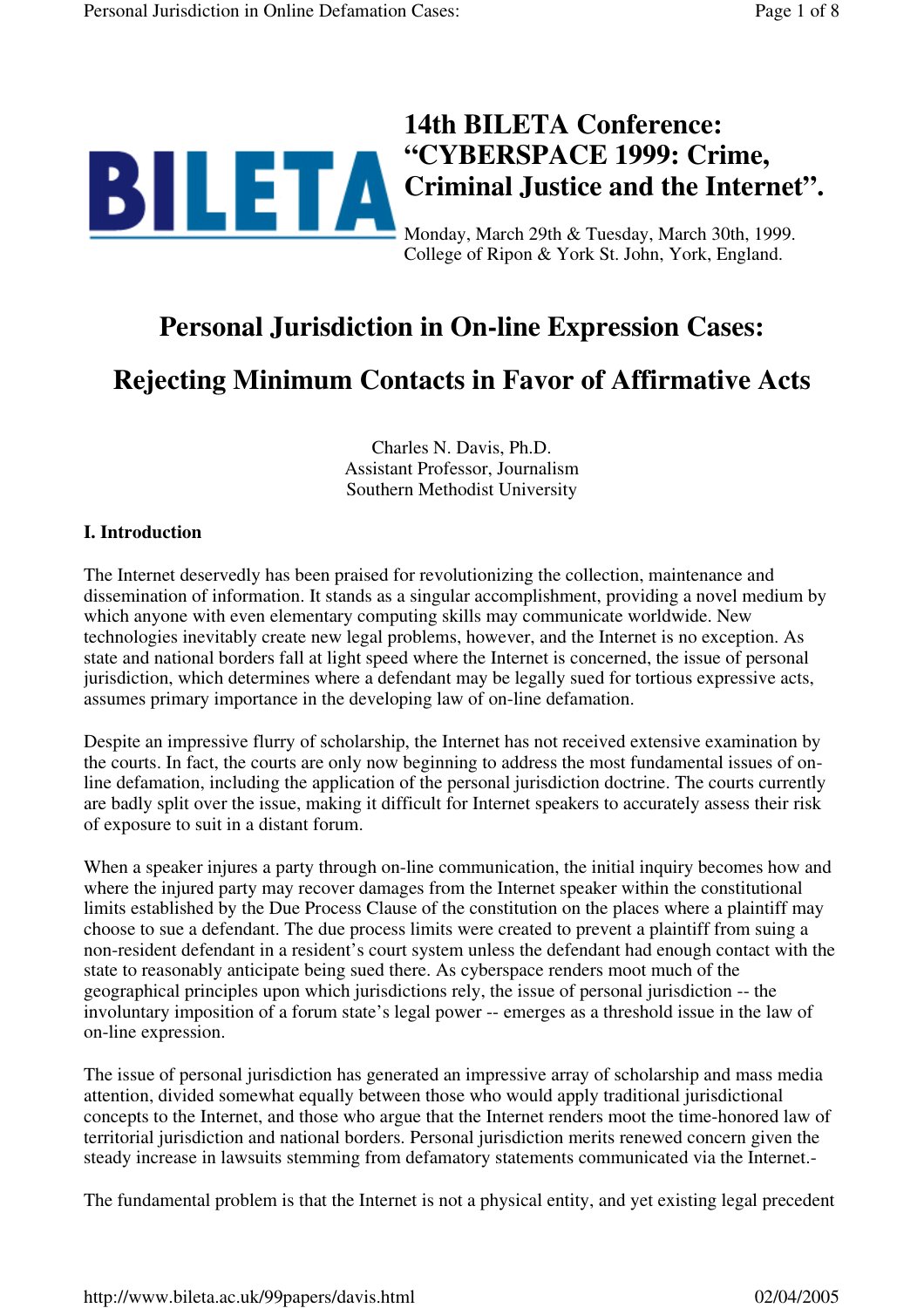# 14th BILETA Conference: "CYBERSPACE 1999: Crime, Criminal Justice and the Internet".

Monday, March 29th & Tuesday, March 30th, 1999.
College of Ripon & York St. John, York, England.

## Personal Jurisdiction in On-line Expression Cases:

## Rejecting Minimum Contacts in Favor of Affirmative Acts

Charles N. Davis, Ph.D.
Assistant Professor, Journalism
Southern Methodist University

### I. Introduction

The Internet deservedly has been praised for revolutionizing the collection, maintenance and dissemination of information. It stands as a singular accomplishment, providing a novel medium by which anyone with even elementary computing skills may communicate worldwide. New technologies inevitably create new legal problems, however, and the Internet is no exception. As state and national borders fall at light speed where the Internet is concerned, the issue of personal jurisdiction, which determines where a defendant may be legally sued for tortious expressive acts, assumes primary importance in the developing law of on-line defamation.

Despite an impressive flurry of scholarship, the Internet has not received extensive examination by the courts. In fact, the courts are only now beginning to address the most fundamental issues of on-line defamation, including the application of the personal jurisdiction doctrine. The courts currently are badly split over the issue, making it difficult for Internet speakers to accurately assess their risk of exposure to suit in a distant forum.

When a speaker injures a party through on-line communication, the initial inquiry becomes how and where the injured party may recover damages from the Internet speaker within the constitutional limits established by the Due Process Clause of the constitution on the places where a plaintiff may choose to sue a defendant. The due process limits were created to prevent a plaintiff from suing a non-resident defendant in a resident's court system unless the defendant had enough contact with the state to reasonably anticipate being sued there. As cyberspace renders moot much of the geographical principles upon which jurisdictions rely, the issue of personal jurisdiction -- the involuntary imposition of a forum state's legal power -- emerges as a threshold issue in the law of on-line expression.

The issue of personal jurisdiction has generated an impressive array of scholarship and mass media attention, divided somewhat equally between those who would apply traditional jurisdictional concepts to the Internet, and those who argue that the Internet renders moot the time-honored law of territorial jurisdiction and national borders. Personal jurisdiction merits renewed concern given the steady increase in lawsuits stemming from defamatory statements communicated via the Internet.-

The fundamental problem is that the Internet is not a physical entity, and yet existing legal precedent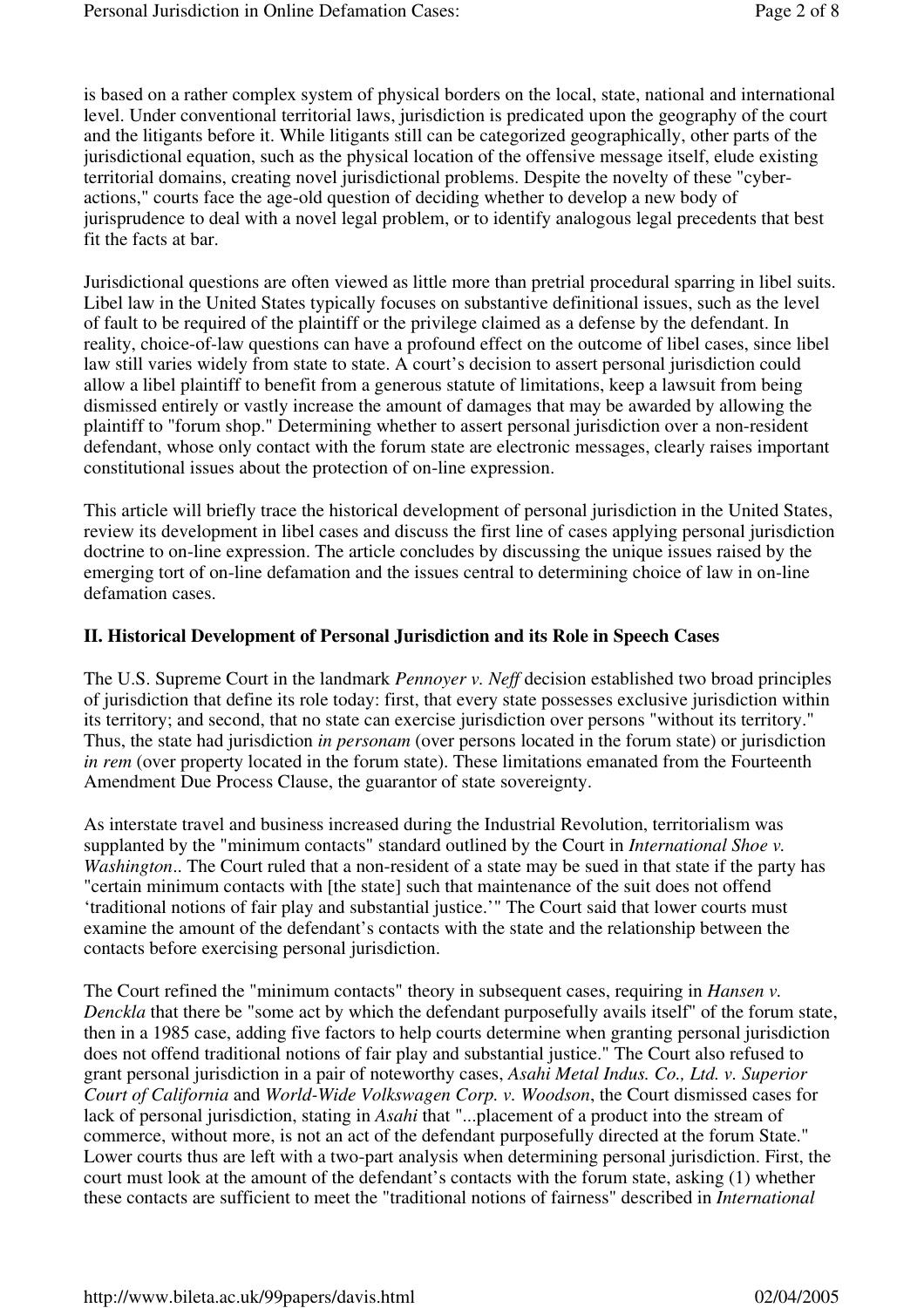is based on a rather complex system of physical borders on the local, state, national and international level. Under conventional territorial laws, jurisdiction is predicated upon the geography of the court and the litigants before it. While litigants still can be categorized geographically, other parts of the jurisdictional equation, such as the physical location of the offensive message itself, elude existing territorial domains, creating novel jurisdictional problems. Despite the novelty of these "cyber-actions," courts face the age-old question of deciding whether to develop a new body of jurisprudence to deal with a novel legal problem, or to identify analogous legal precedents that best fit the facts at bar.

Jurisdictional questions are often viewed as little more than pretrial procedural sparring in libel suits. Libel law in the United States typically focuses on substantive definitional issues, such as the level of fault to be required of the plaintiff or the privilege claimed as a defense by the defendant. In reality, choice-of-law questions can have a profound effect on the outcome of libel cases, since libel law still varies widely from state to state. A court's decision to assert personal jurisdiction could allow a libel plaintiff to benefit from a generous statute of limitations, keep a lawsuit from being dismissed entirely or vastly increase the amount of damages that may be awarded by allowing the plaintiff to "forum shop." Determining whether to assert personal jurisdiction over a non-resident defendant, whose only contact with the forum state are electronic messages, clearly raises important constitutional issues about the protection of on-line expression.

This article will briefly trace the historical development of personal jurisdiction in the United States, review its development in libel cases and discuss the first line of cases applying personal jurisdiction doctrine to on-line expression. The article concludes by discussing the unique issues raised by the emerging tort of on-line defamation and the issues central to determining choice of law in on-line defamation cases.

## II. Historical Development of Personal Jurisdiction and its Role in Speech Cases

The U.S. Supreme Court in the landmark *Pennoyer v. Neff* decision established two broad principles of jurisdiction that define its role today: first, that every state possesses exclusive jurisdiction within its territory; and second, that no state can exercise jurisdiction over persons "without its territory." Thus, the state had jurisdiction *in personam* (over persons located in the forum state) or jurisdiction *in rem* (over property located in the forum state). These limitations emanated from the Fourteenth Amendment Due Process Clause, the guarantor of state sovereignty.

As interstate travel and business increased during the Industrial Revolution, territorialism was supplanted by the "minimum contacts" standard outlined by the Court in *International Shoe v. Washington*.. The Court ruled that a non-resident of a state may be sued in that state if the party has "certain minimum contacts with [the state] such that maintenance of the suit does not offend 'traditional notions of fair play and substantial justice.'" The Court said that lower courts must examine the amount of the defendant's contacts with the state and the relationship between the contacts before exercising personal jurisdiction.

The Court refined the "minimum contacts" theory in subsequent cases, requiring in *Hansen v. Denckla* that there be "some act by which the defendant purposefully avails itself" of the forum state, then in a 1985 case, adding five factors to help courts determine when granting personal jurisdiction does not offend traditional notions of fair play and substantial justice." The Court also refused to grant personal jurisdiction in a pair of noteworthy cases, *Asahi Metal Indus. Co., Ltd. v. Superior Court of California* and *World-Wide Volkswagen Corp. v. Woodson*, the Court dismissed cases for lack of personal jurisdiction, stating in *Asahi* that "...placement of a product into the stream of commerce, without more, is not an act of the defendant purposefully directed at the forum State." Lower courts thus are left with a two-part analysis when determining personal jurisdiction. First, the court must look at the amount of the defendant's contacts with the forum state, asking (1) whether these contacts are sufficient to meet the "traditional notions of fairness" described in *International*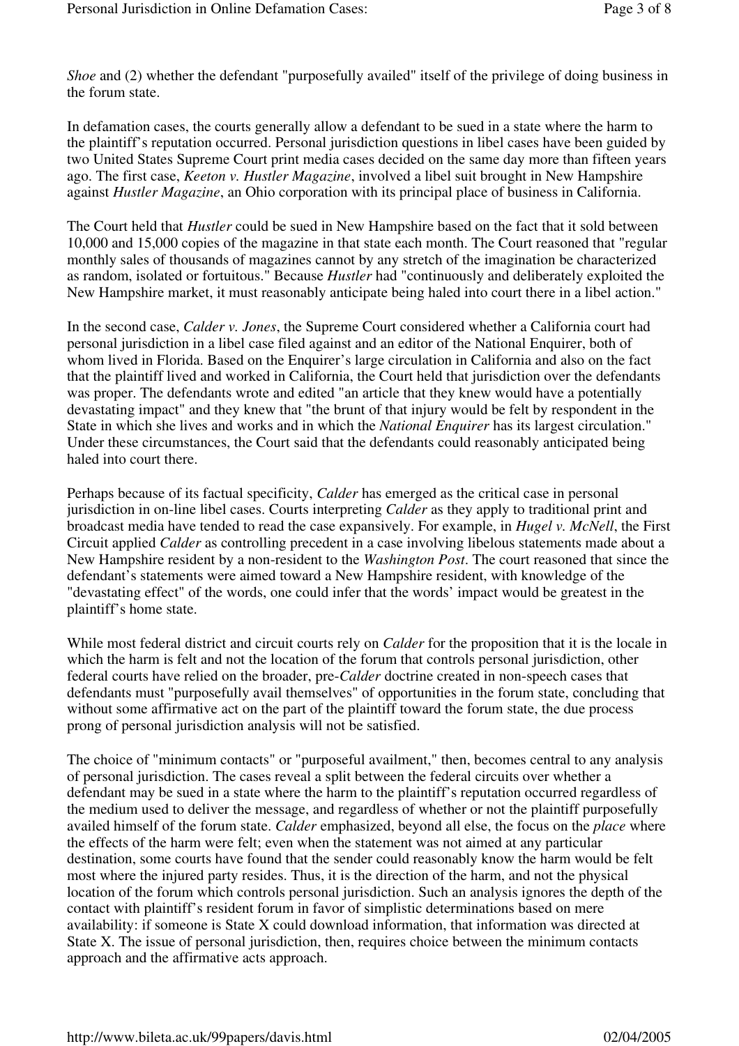*Shoe* and (2) whether the defendant "purposefully availed" itself of the privilege of doing business in the forum state.

In defamation cases, the courts generally allow a defendant to be sued in a state where the harm to the plaintiff's reputation occurred. Personal jurisdiction questions in libel cases have been guided by two United States Supreme Court print media cases decided on the same day more than fifteen years ago. The first case, *Keeton v. Hustler Magazine*, involved a libel suit brought in New Hampshire against *Hustler Magazine*, an Ohio corporation with its principal place of business in California.

The Court held that *Hustler* could be sued in New Hampshire based on the fact that it sold between 10,000 and 15,000 copies of the magazine in that state each month. The Court reasoned that "regular monthly sales of thousands of magazines cannot by any stretch of the imagination be characterized as random, isolated or fortuitous." Because *Hustler* had "continuously and deliberately exploited the New Hampshire market, it must reasonably anticipate being haled into court there in a libel action."

In the second case, *Calder v. Jones*, the Supreme Court considered whether a California court had personal jurisdiction in a libel case filed against and an editor of the National Enquirer, both of whom lived in Florida. Based on the Enquirer's large circulation in California and also on the fact that the plaintiff lived and worked in California, the Court held that jurisdiction over the defendants was proper. The defendants wrote and edited "an article that they knew would have a potentially devastating impact" and they knew that "the brunt of that injury would be felt by respondent in the State in which she lives and works and in which the *National Enquirer* has its largest circulation." Under these circumstances, the Court said that the defendants could reasonably anticipated being haled into court there.

Perhaps because of its factual specificity, *Calder* has emerged as the critical case in personal jurisdiction in on-line libel cases. Courts interpreting *Calder* as they apply to traditional print and broadcast media have tended to read the case expansively. For example, in *Hugel v. McNell*, the First Circuit applied *Calder* as controlling precedent in a case involving libelous statements made about a New Hampshire resident by a non-resident to the *Washington Post*. The court reasoned that since the defendant's statements were aimed toward a New Hampshire resident, with knowledge of the "devastating effect" of the words, one could infer that the words' impact would be greatest in the plaintiff's home state.

While most federal district and circuit courts rely on *Calder* for the proposition that it is the locale in which the harm is felt and not the location of the forum that controls personal jurisdiction, other federal courts have relied on the broader, pre-*Calder* doctrine created in non-speech cases that defendants must "purposefully avail themselves" of opportunities in the forum state, concluding that without some affirmative act on the part of the plaintiff toward the forum state, the due process prong of personal jurisdiction analysis will not be satisfied.

The choice of "minimum contacts" or "purposeful availment," then, becomes central to any analysis of personal jurisdiction. The cases reveal a split between the federal circuits over whether a defendant may be sued in a state where the harm to the plaintiff's reputation occurred regardless of the medium used to deliver the message, and regardless of whether or not the plaintiff purposefully availed himself of the forum state. *Calder* emphasized, beyond all else, the focus on the *place* where the effects of the harm were felt; even when the statement was not aimed at any particular destination, some courts have found that the sender could reasonably know the harm would be felt most where the injured party resides. Thus, it is the direction of the harm, and not the physical location of the forum which controls personal jurisdiction. Such an analysis ignores the depth of the contact with plaintiff's resident forum in favor of simplistic determinations based on mere availability: if someone is State X could download information, that information was directed at State X. The issue of personal jurisdiction, then, requires choice between the minimum contacts approach and the affirmative acts approach.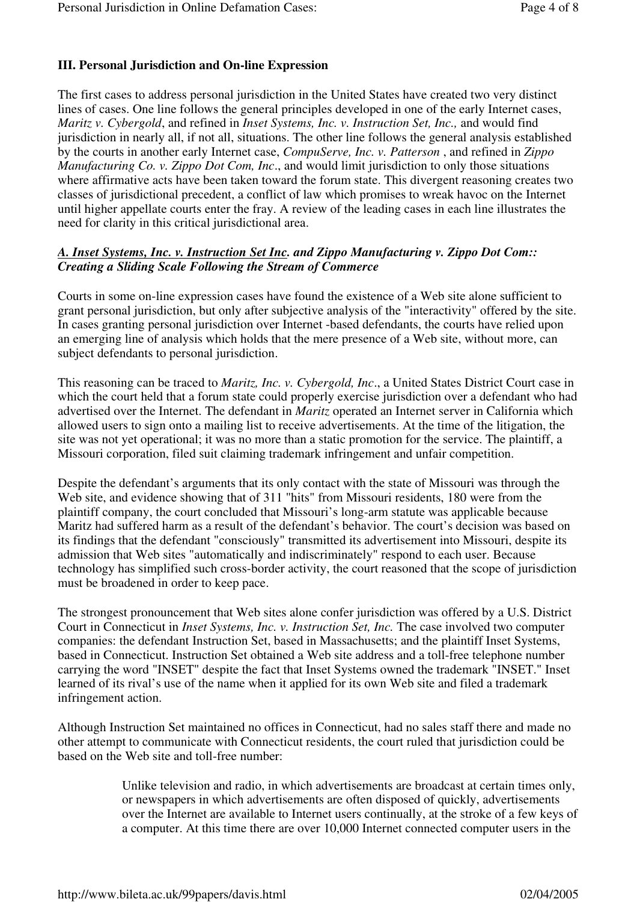### III. Personal Jurisdiction and On-line Expression

The first cases to address personal jurisdiction in the United States have created two very distinct lines of cases. One line follows the general principles developed in one of the early Internet cases, *Maritz v. Cybergold*, and refined in *Inset Systems, Inc. v. Instruction Set, Inc.,* and would find jurisdiction in nearly all, if not all, situations. The other line follows the general analysis established by the courts in another early Internet case, *CompuServe, Inc. v. Patterson* , and refined in *Zippo Manufacturing Co. v. Zippo Dot Com, Inc*., and would limit jurisdiction to only those situations where affirmative acts have been taken toward the forum state. This divergent reasoning creates two classes of jurisdictional precedent, a conflict of law which promises to wreak havoc on the Internet until higher appellate courts enter the fray. A review of the leading cases in each line illustrates the need for clarity in this critical jurisdictional area.

#### ***A. Inset Systems, Inc. v. Instruction Set Inc. and Zippo Manufacturing v. Zippo Dot Com:: Creating a Sliding Scale Following the Stream of Commerce***

Courts in some on-line expression cases have found the existence of a Web site alone sufficient to grant personal jurisdiction, but only after subjective analysis of the "interactivity" offered by the site. In cases granting personal jurisdiction over Internet -based defendants, the courts have relied upon an emerging line of analysis which holds that the mere presence of a Web site, without more, can subject defendants to personal jurisdiction.

This reasoning can be traced to *Maritz, Inc. v. Cybergold, Inc*., a United States District Court case in which the court held that a forum state could properly exercise jurisdiction over a defendant who had advertised over the Internet. The defendant in *Maritz* operated an Internet server in California which allowed users to sign onto a mailing list to receive advertisements. At the time of the litigation, the site was not yet operational; it was no more than a static promotion for the service. The plaintiff, a Missouri corporation, filed suit claiming trademark infringement and unfair competition.

Despite the defendant's arguments that its only contact with the state of Missouri was through the Web site, and evidence showing that of 311 "hits" from Missouri residents, 180 were from the plaintiff company, the court concluded that Missouri's long-arm statute was applicable because Maritz had suffered harm as a result of the defendant's behavior. The court's decision was based on its findings that the defendant "consciously" transmitted its advertisement into Missouri, despite its admission that Web sites "automatically and indiscriminately" respond to each user. Because technology has simplified such cross-border activity, the court reasoned that the scope of jurisdiction must be broadened in order to keep pace.

The strongest pronouncement that Web sites alone confer jurisdiction was offered by a U.S. District Court in Connecticut in *Inset Systems, Inc. v. Instruction Set, Inc.* The case involved two computer companies: the defendant Instruction Set, based in Massachusetts; and the plaintiff Inset Systems, based in Connecticut. Instruction Set obtained a Web site address and a toll-free telephone number carrying the word "INSET" despite the fact that Inset Systems owned the trademark "INSET." Inset learned of its rival's use of the name when it applied for its own Web site and filed a trademark infringement action.

Although Instruction Set maintained no offices in Connecticut, had no sales staff there and made no other attempt to communicate with Connecticut residents, the court ruled that jurisdiction could be based on the Web site and toll-free number:

> Unlike television and radio, in which advertisements are broadcast at certain times only, or newspapers in which advertisements are often disposed of quickly, advertisements over the Internet are available to Internet users continually, at the stroke of a few keys of a computer. At this time there are over 10,000 Internet connected computer users in the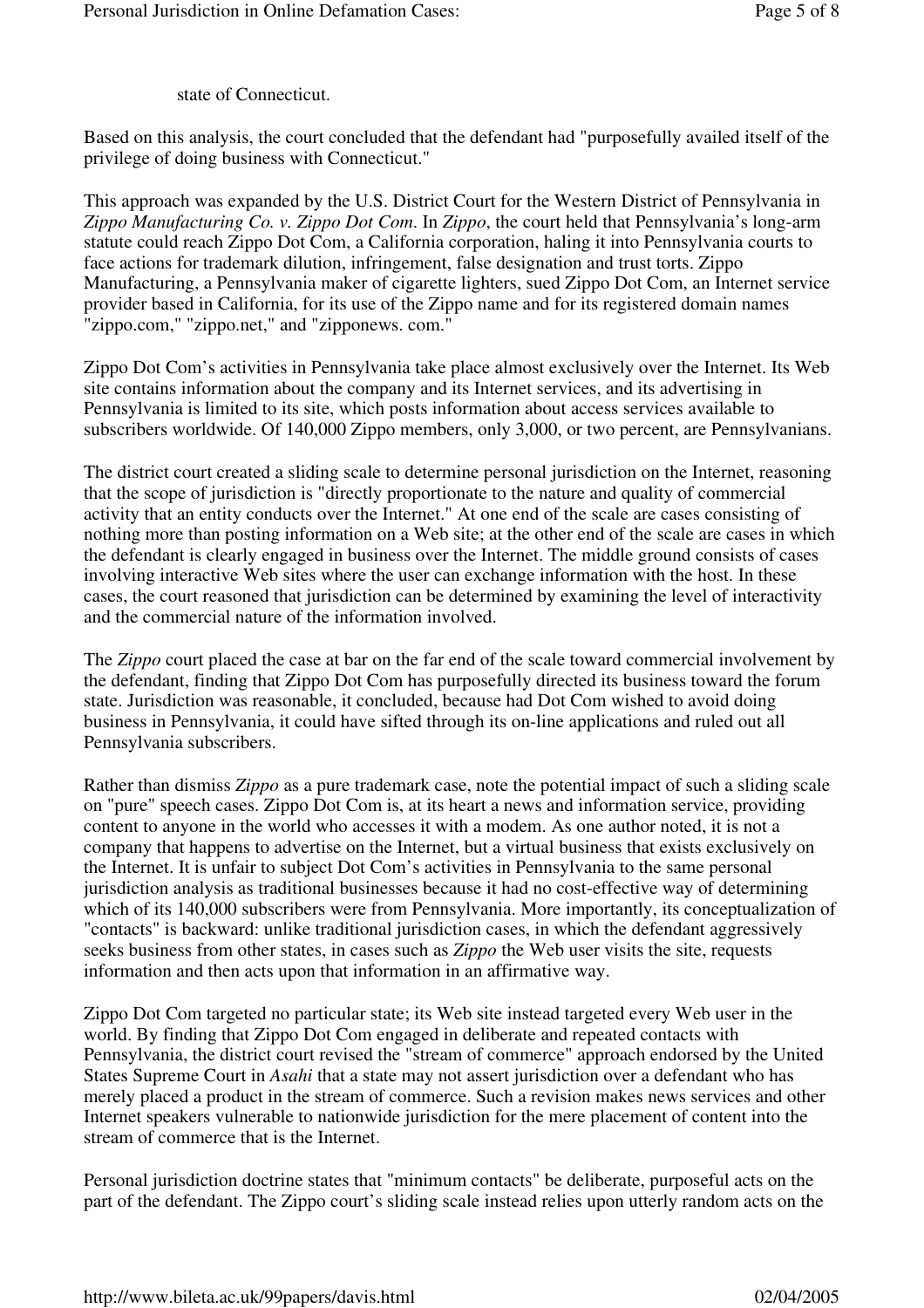state of Connecticut.

Based on this analysis, the court concluded that the defendant had "purposefully availed itself of the privilege of doing business with Connecticut."

This approach was expanded by the U.S. District Court for the Western District of Pennsylvania in *Zippo Manufacturing Co. v. Zippo Dot Com*. In *Zippo*, the court held that Pennsylvania's long-arm statute could reach Zippo Dot Com, a California corporation, haling it into Pennsylvania courts to face actions for trademark dilution, infringement, false designation and trust torts. Zippo Manufacturing, a Pennsylvania maker of cigarette lighters, sued Zippo Dot Com, an Internet service provider based in California, for its use of the Zippo name and for its registered domain names "zippo.com," "zippo.net," and "zipponews. com."

Zippo Dot Com's activities in Pennsylvania take place almost exclusively over the Internet. Its Web site contains information about the company and its Internet services, and its advertising in Pennsylvania is limited to its site, which posts information about access services available to subscribers worldwide. Of 140,000 Zippo members, only 3,000, or two percent, are Pennsylvanians.

The district court created a sliding scale to determine personal jurisdiction on the Internet, reasoning that the scope of jurisdiction is "directly proportionate to the nature and quality of commercial activity that an entity conducts over the Internet." At one end of the scale are cases consisting of nothing more than posting information on a Web site; at the other end of the scale are cases in which the defendant is clearly engaged in business over the Internet. The middle ground consists of cases involving interactive Web sites where the user can exchange information with the host. In these cases, the court reasoned that jurisdiction can be determined by examining the level of interactivity and the commercial nature of the information involved.

The *Zippo* court placed the case at bar on the far end of the scale toward commercial involvement by the defendant, finding that Zippo Dot Com has purposefully directed its business toward the forum state. Jurisdiction was reasonable, it concluded, because had Dot Com wished to avoid doing business in Pennsylvania, it could have sifted through its on-line applications and ruled out all Pennsylvania subscribers.

Rather than dismiss *Zippo* as a pure trademark case, note the potential impact of such a sliding scale on "pure" speech cases. Zippo Dot Com is, at its heart a news and information service, providing content to anyone in the world who accesses it with a modem. As one author noted, it is not a company that happens to advertise on the Internet, but a virtual business that exists exclusively on the Internet. It is unfair to subject Dot Com's activities in Pennsylvania to the same personal jurisdiction analysis as traditional businesses because it had no cost-effective way of determining which of its 140,000 subscribers were from Pennsylvania. More importantly, its conceptualization of "contacts" is backward: unlike traditional jurisdiction cases, in which the defendant aggressively seeks business from other states, in cases such as *Zippo* the Web user visits the site, requests information and then acts upon that information in an affirmative way.

Zippo Dot Com targeted no particular state; its Web site instead targeted every Web user in the world. By finding that Zippo Dot Com engaged in deliberate and repeated contacts with Pennsylvania, the district court revised the "stream of commerce" approach endorsed by the United States Supreme Court in *Asahi* that a state may not assert jurisdiction over a defendant who has merely placed a product in the stream of commerce. Such a revision makes news services and other Internet speakers vulnerable to nationwide jurisdiction for the mere placement of content into the stream of commerce that is the Internet.

Personal jurisdiction doctrine states that "minimum contacts" be deliberate, purposeful acts on the part of the defendant. The Zippo court's sliding scale instead relies upon utterly random acts on the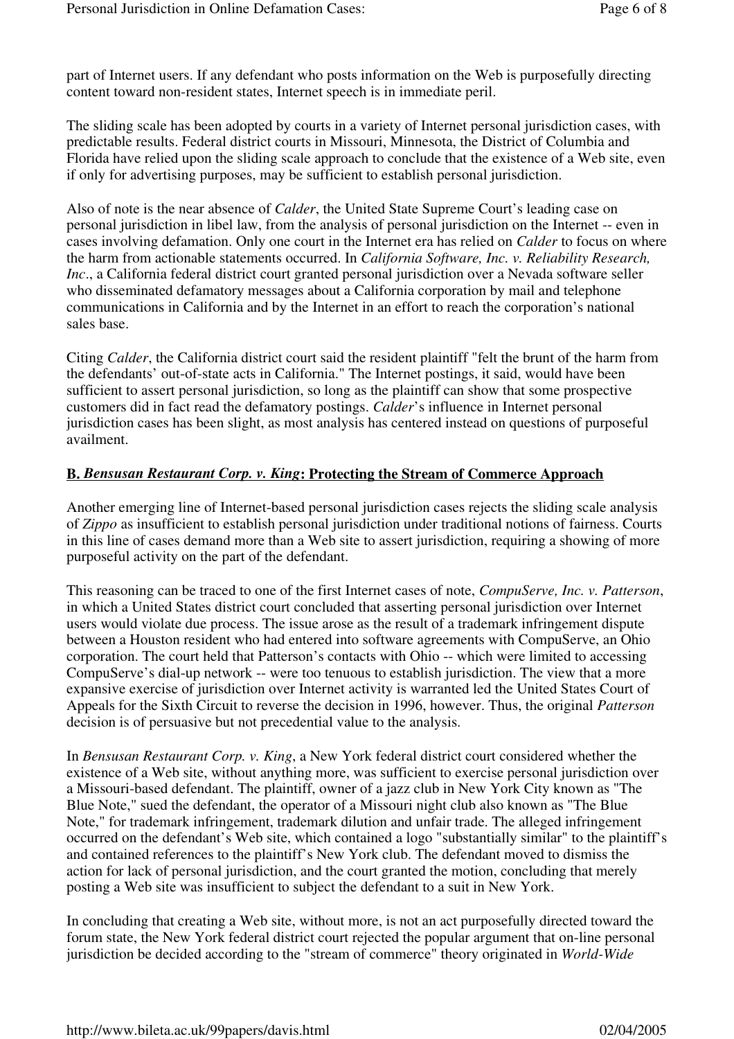part of Internet users. If any defendant who posts information on the Web is purposefully directing content toward non-resident states, Internet speech is in immediate peril.

The sliding scale has been adopted by courts in a variety of Internet personal jurisdiction cases, with predictable results. Federal district courts in Missouri, Minnesota, the District of Columbia and Florida have relied upon the sliding scale approach to conclude that the existence of a Web site, even if only for advertising purposes, may be sufficient to establish personal jurisdiction.

Also of note is the near absence of *Calder*, the United State Supreme Court's leading case on personal jurisdiction in libel law, from the analysis of personal jurisdiction on the Internet -- even in cases involving defamation. Only one court in the Internet era has relied on *Calder* to focus on where the harm from actionable statements occurred. In *California Software, Inc. v. Reliability Research, Inc*., a California federal district court granted personal jurisdiction over a Nevada software seller who disseminated defamatory messages about a California corporation by mail and telephone communications in California and by the Internet in an effort to reach the corporation's national sales base.

Citing *Calder*, the California district court said the resident plaintiff "felt the brunt of the harm from the defendants' out-of-state acts in California." The Internet postings, it said, would have been sufficient to assert personal jurisdiction, so long as the plaintiff can show that some prospective customers did in fact read the defamatory postings. *Calder*'s influence in Internet personal jurisdiction cases has been slight, as most analysis has centered instead on questions of purposeful availment.

## **B. *Bensusan Restaurant Corp. v. King*: Protecting the Stream of Commerce Approach**

Another emerging line of Internet-based personal jurisdiction cases rejects the sliding scale analysis of *Zippo* as insufficient to establish personal jurisdiction under traditional notions of fairness. Courts in this line of cases demand more than a Web site to assert jurisdiction, requiring a showing of more purposeful activity on the part of the defendant.

This reasoning can be traced to one of the first Internet cases of note, *CompuServe, Inc. v. Patterson*, in which a United States district court concluded that asserting personal jurisdiction over Internet users would violate due process. The issue arose as the result of a trademark infringement dispute between a Houston resident who had entered into software agreements with CompuServe, an Ohio corporation. The court held that Patterson's contacts with Ohio -- which were limited to accessing CompuServe's dial-up network -- were too tenuous to establish jurisdiction. The view that a more expansive exercise of jurisdiction over Internet activity is warranted led the United States Court of Appeals for the Sixth Circuit to reverse the decision in 1996, however. Thus, the original *Patterson* decision is of persuasive but not precedential value to the analysis.

In *Bensusan Restaurant Corp. v. King*, a New York federal district court considered whether the existence of a Web site, without anything more, was sufficient to exercise personal jurisdiction over a Missouri-based defendant. The plaintiff, owner of a jazz club in New York City known as "The Blue Note," sued the defendant, the operator of a Missouri night club also known as "The Blue Note," for trademark infringement, trademark dilution and unfair trade. The alleged infringement occurred on the defendant's Web site, which contained a logo "substantially similar" to the plaintiff's and contained references to the plaintiff's New York club. The defendant moved to dismiss the action for lack of personal jurisdiction, and the court granted the motion, concluding that merely posting a Web site was insufficient to subject the defendant to a suit in New York.

In concluding that creating a Web site, without more, is not an act purposefully directed toward the forum state, the New York federal district court rejected the popular argument that on-line personal jurisdiction be decided according to the "stream of commerce" theory originated in *World-Wide*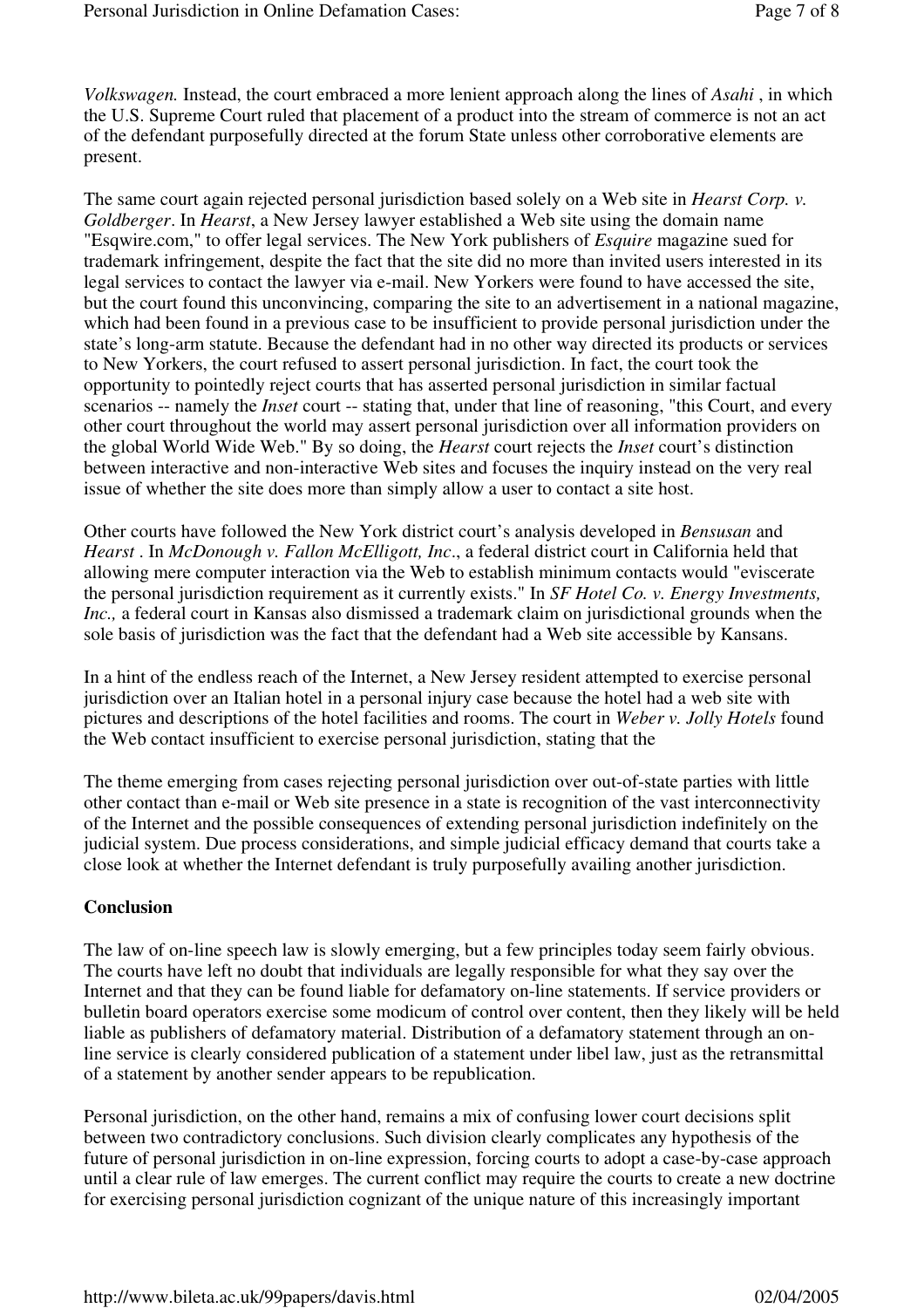*Volkswagen.* Instead, the court embraced a more lenient approach along the lines of *Asahi* , in which the U.S. Supreme Court ruled that placement of a product into the stream of commerce is not an act of the defendant purposefully directed at the forum State unless other corroborative elements are present.

The same court again rejected personal jurisdiction based solely on a Web site in *Hearst Corp. v. Goldberger*. In *Hearst*, a New Jersey lawyer established a Web site using the domain name "Esqwire.com," to offer legal services. The New York publishers of *Esquire* magazine sued for trademark infringement, despite the fact that the site did no more than invited users interested in its legal services to contact the lawyer via e-mail. New Yorkers were found to have accessed the site, but the court found this unconvincing, comparing the site to an advertisement in a national magazine, which had been found in a previous case to be insufficient to provide personal jurisdiction under the state's long-arm statute. Because the defendant had in no other way directed its products or services to New Yorkers, the court refused to assert personal jurisdiction. In fact, the court took the opportunity to pointedly reject courts that has asserted personal jurisdiction in similar factual scenarios -- namely the *Inset* court -- stating that, under that line of reasoning, "this Court, and every other court throughout the world may assert personal jurisdiction over all information providers on the global World Wide Web." By so doing, the *Hearst* court rejects the *Inset* court's distinction between interactive and non-interactive Web sites and focuses the inquiry instead on the very real issue of whether the site does more than simply allow a user to contact a site host.

Other courts have followed the New York district court's analysis developed in *Bensusan* and *Hearst* . In *McDonough v. Fallon McElligott, Inc*., a federal district court in California held that allowing mere computer interaction via the Web to establish minimum contacts would "eviscerate the personal jurisdiction requirement as it currently exists." In *SF Hotel Co. v. Energy Investments, Inc.,* a federal court in Kansas also dismissed a trademark claim on jurisdictional grounds when the sole basis of jurisdiction was the fact that the defendant had a Web site accessible by Kansans.

In a hint of the endless reach of the Internet, a New Jersey resident attempted to exercise personal jurisdiction over an Italian hotel in a personal injury case because the hotel had a web site with pictures and descriptions of the hotel facilities and rooms. The court in *Weber v. Jolly Hotels* found the Web contact insufficient to exercise personal jurisdiction, stating that the

The theme emerging from cases rejecting personal jurisdiction over out-of-state parties with little other contact than e-mail or Web site presence in a state is recognition of the vast interconnectivity of the Internet and the possible consequences of extending personal jurisdiction indefinitely on the judicial system. Due process considerations, and simple judicial efficacy demand that courts take a close look at whether the Internet defendant is truly purposefully availing another jurisdiction.

**Conclusion**

The law of on-line speech law is slowly emerging, but a few principles today seem fairly obvious. The courts have left no doubt that individuals are legally responsible for what they say over the Internet and that they can be found liable for defamatory on-line statements. If service providers or bulletin board operators exercise some modicum of control over content, then they likely will be held liable as publishers of defamatory material. Distribution of a defamatory statement through an on-line service is clearly considered publication of a statement under libel law, just as the retransmittal of a statement by another sender appears to be republication.

Personal jurisdiction, on the other hand, remains a mix of confusing lower court decisions split between two contradictory conclusions. Such division clearly complicates any hypothesis of the future of personal jurisdiction in on-line expression, forcing courts to adopt a case-by-case approach until a clear rule of law emerges. The current conflict may require the courts to create a new doctrine for exercising personal jurisdiction cognizant of the unique nature of this increasingly important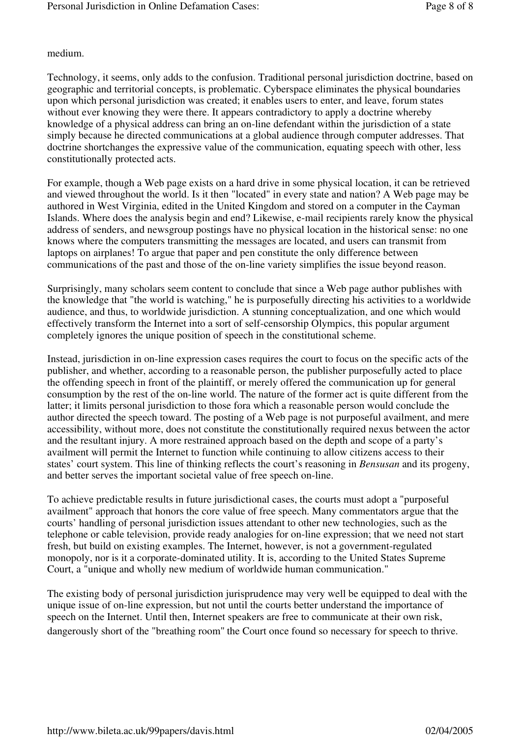medium.

Technology, it seems, only adds to the confusion. Traditional personal jurisdiction doctrine, based on geographic and territorial concepts, is problematic. Cyberspace eliminates the physical boundaries upon which personal jurisdiction was created; it enables users to enter, and leave, forum states without ever knowing they were there. It appears contradictory to apply a doctrine whereby knowledge of a physical address can bring an on-line defendant within the jurisdiction of a state simply because he directed communications at a global audience through computer addresses. That doctrine shortchanges the expressive value of the communication, equating speech with other, less constitutionally protected acts.

For example, though a Web page exists on a hard drive in some physical location, it can be retrieved and viewed throughout the world. Is it then "located" in every state and nation? A Web page may be authored in West Virginia, edited in the United Kingdom and stored on a computer in the Cayman Islands. Where does the analysis begin and end? Likewise, e-mail recipients rarely know the physical address of senders, and newsgroup postings have no physical location in the historical sense: no one knows where the computers transmitting the messages are located, and users can transmit from laptops on airplanes! To argue that paper and pen constitute the only difference between communications of the past and those of the on-line variety simplifies the issue beyond reason.

Surprisingly, many scholars seem content to conclude that since a Web page author publishes with the knowledge that "the world is watching," he is purposefully directing his activities to a worldwide audience, and thus, to worldwide jurisdiction. A stunning conceptualization, and one which would effectively transform the Internet into a sort of self-censorship Olympics, this popular argument completely ignores the unique position of speech in the constitutional scheme.

Instead, jurisdiction in on-line expression cases requires the court to focus on the specific acts of the publisher, and whether, according to a reasonable person, the publisher purposefully acted to place the offending speech in front of the plaintiff, or merely offered the communication up for general consumption by the rest of the on-line world. The nature of the former act is quite different from the latter; it limits personal jurisdiction to those fora which a reasonable person would conclude the author directed the speech toward. The posting of a Web page is not purposeful availment, and mere accessibility, without more, does not constitute the constitutionally required nexus between the actor and the resultant injury. A more restrained approach based on the depth and scope of a party's availment will permit the Internet to function while continuing to allow citizens access to their states' court system. This line of thinking reflects the court's reasoning in *Bensusan* and its progeny, and better serves the important societal value of free speech on-line.

To achieve predictable results in future jurisdictional cases, the courts must adopt a "purposeful availment" approach that honors the core value of free speech. Many commentators argue that the courts' handling of personal jurisdiction issues attendant to other new technologies, such as the telephone or cable television, provide ready analogies for on-line expression; that we need not start fresh, but build on existing examples. The Internet, however, is not a government-regulated monopoly, nor is it a corporate-dominated utility. It is, according to the United States Supreme Court, a "unique and wholly new medium of worldwide human communication."

The existing body of personal jurisdiction jurisprudence may very well be equipped to deal with the unique issue of on-line expression, but not until the courts better understand the importance of speech on the Internet. Until then, Internet speakers are free to communicate at their own risk, dangerously short of the "breathing room" the Court once found so necessary for speech to thrive.